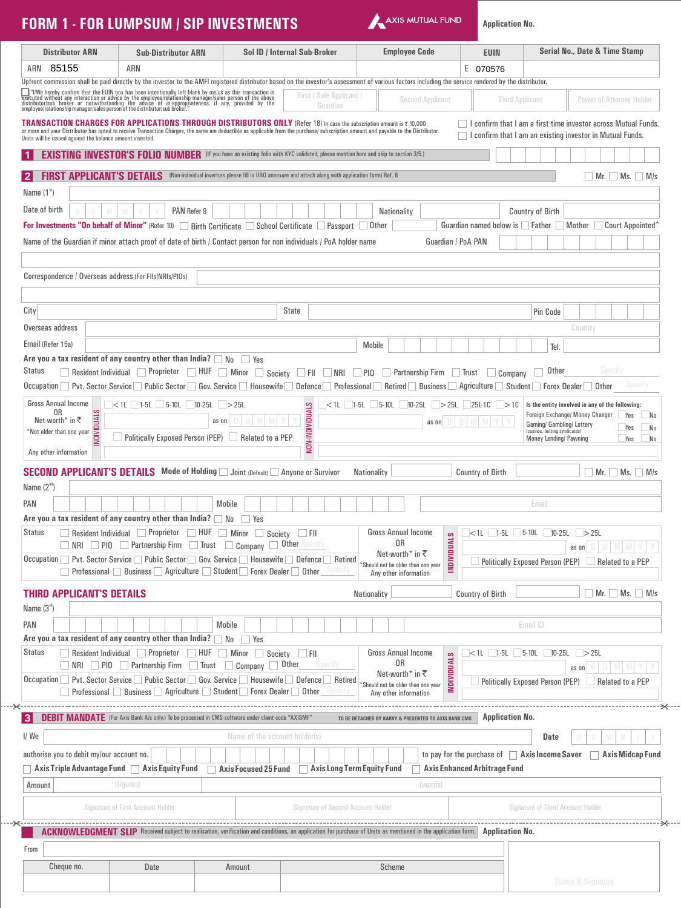# FORM 1 - FOR LUMPSUM / SIP INVESTMENTS

AXIS MUTUAL FUND

Application No.

| Distributor ARN | Sub-Distributor ARN | Sol ID / Internal Sub-Broker | Employee Code | EUIN | Serial No., Date & Time Stamp |
|---|---|---|---|---|---|
| ARN 85155 | ARN | | | E 070576 | |

Upfront commission shall be paid directly by the investor to the AMFI registered distributor based on the investor's assessment of various factors including the service rendered by the distributor.

☐ "I/We hereby confirm that the EUIN box has been intentionally left blank by me/us as this transaction is executed without any interaction or advice by the employee/relationship manager/sales person of the above distributor/sub broker or notwithstanding the advice of in-appropriateness, if any, provided by the employee/relationship manager/sales person of the distributor/sub broker."

| First / Sole Applicant / Guardian | Second Applicant | Third Applicant | Power of Attorney Holder |
|---|---|---|---|
| | | | |

**TRANSACTION CHARGES FOR APPLICATIONS THROUGH DISTRIBUTORS ONLY** (Refer 18) In case the subscription amount is ₹ 10,000 or more and your Distributor has opted to receive Transaction Charges, the same are deductible as applicable from the purchase/ subscription amount and payable to the Distributor. Units will be issued against the balance amount invested.

☐ I confirm that I am a first time investor across Mutual Funds.
☐ I confirm that I am an existing investor in Mutual Funds.

## 1 EXISTING INVESTOR'S FOLIO NUMBER

(If you have an existing folio with KYC validated, please mention here and skip to section 3/5.)

## 2 FIRST APPLICANT'S DETAILS

(Non-individual invertors please fill in UBO annexure and attach along with application form) Ref. 8

☐ Mr. ☐ Ms. ☐ M/s

Name (1st)

Date of birth D D M M Y Y   PAN Refer 9   Nationality   Country of Birth

**For Investments "On behalf of Minor"** (Refer 10) ☐ Birth Certificate ☐ School Certificate ☐ Passport ☐ Other   Guardian named below is ☐ Father ☐ Mother ☐ Court Appointed^

Name of the Guardian if minor attach proof of date of birth / Contact person for non individuals / PoA holder name   Guardian / PoA PAN

Correspondence / Overseas address (For FIIs/NRIs/PIOs)

City   State   Pin Code

Overseas address   Country

Email (Refer 15a)   Mobile   Tel.

**Are you a tax resident of any country other than India?** ☐ No ☐ Yes

Status ☐ Resident Individual ☐ Proprietor ☐ HUF ☐ Minor ☐ Society ☐ FII ☐ NRI ☐ PIO ☐ Partnership Firm ☐ Trust ☐ Company ☐ Other Specify

Occupation ☐ Pvt. Sector Service ☐ Public Sector ☐ Gov. Service ☐ Housewife ☐ Defence ☐ Professional ☐ Retired ☐ Business ☐ Agriculture ☐ Student ☐ Forex Dealer ☐ Other Specify

Gross Annual Income OR Net-worth* in ₹ (*Not older than one year)

INDIVIDUALS: ☐ <1L ☐ 1-5L ☐ 5-10L ☐ 10-25L ☐ >25L   as on D D M M Y Y
☐ Politically Exposed Person (PEP) ☐ Related to a PEP

NON-INDIVIDUALS: ☐ <1L ☐ 1-5L ☐ 5-10L ☐ 10-25L ☐ >25L ☐ 25L-1C ☐ >1C   as on D D M M Y Y

Is the entity involved in any of the following:
- Foreign Exchange/ Money Changer ☐ Yes ☐ No
- Gaming/ Gambling/ Lottery (casinos, betting syndicates) ☐ Yes ☐ No
- Money Lending/ Pawning ☐ Yes ☐ No

Any other information

## SECOND APPLICANT'S DETAILS

Mode of Holding ☐ Joint (Default) ☐ Anyone or Survivor   Nationality   Country of Birth   ☐ Mr. ☐ Ms. ☐ M/s

Name (2nd)

PAN   Mobile   Email

**Are you a tax resident of any country other than India?** ☐ No ☐ Yes

Status ☐ Resident Individual ☐ Proprietor ☐ HUF ☐ Minor ☐ Society ☐ FII ☐ NRI ☐ PIO ☐ Partnership Firm ☐ Trust ☐ Company ☐ Other Specify

Occupation ☐ Pvt. Sector Service ☐ Public Sector ☐ Gov. Service ☐ Housewife ☐ Defence ☐ Retired ☐ Professional ☐ Business ☐ Agriculture ☐ Student ☐ Forex Dealer ☐ Other Specify

Gross Annual Income OR Net-worth* in ₹ (*Should not be older than one year) Any other information

INDIVIDUALS: ☐ <1L ☐ 1-5L ☐ 5-10L ☐ 10-25L ☐ >25L   as on D D M M Y Y
☐ Politically Exposed Person (PEP) ☐ Related to a PEP

## THIRD APPLICANT'S DETAILS

Nationality   Country of Birth   ☐ Mr. ☐ Ms. ☐ M/s

Name (3rd)

PAN   Mobile   Email ID

**Are you a tax resident of any country other than India?** ☐ No ☐ Yes

Status ☐ Resident Individual ☐ Proprietor ☐ HUF ☐ Minor ☐ Society ☐ FII ☐ NRI ☐ PIO ☐ Partnership Firm ☐ Trust ☐ Company ☐ Other Specify

Occupation ☐ Pvt. Sector Service ☐ Public Sector ☐ Gov. Service ☐ Housewife ☐ Defence ☐ Retired ☐ Professional ☐ Business ☐ Agriculture ☐ Student ☐ Forex Dealer ☐ Other Specify

Gross Annual Income OR Net-worth* in ₹ (*Should not be older than one year) Any other information

INDIVIDUALS: ☐ <1L ☐ 1-5L ☐ 5-10L ☐ 10-25L ☐ >25L   as on D D M M Y Y
☐ Politically Exposed Person (PEP) ☐ Related to a PEP

## 3 DEBIT MANDATE

(For Axis Bank A/c only.) To be processed in CMS software under client code "AXISMF"   TO BE DETACHED BY KARVY & PRESENTED TO AXIS BANK CMS   Application No.

I/ We (Name of the account holder(s))   Date D D M M Y Y

authorise you to debit my/our account no.   to pay for the purchase of ☐ Axis Income Saver ☐ Axis Midcap Fund ☐ Axis Triple Advantage Fund ☐ Axis Equity Fund ☐ Axis Focused 25 Fund ☐ Axis Long Term Equity Fund ☐ Axis Enhanced Arbitrage Fund

Amount (figures)   (words)

| Signature of First Account Holder | Signature of Second Account Holder | Signature of Third Account Holder |
|---|---|---|
| | | |

## ACKNOWLEDGMENT SLIP

Received subject to realisation, verification and conditions, an application for purchase of Units as mentioned in the application form.   Application No.

From

| Cheque no. | Date | Amount | Scheme |
|---|---|---|---|
| | | | |

Stamp & Signature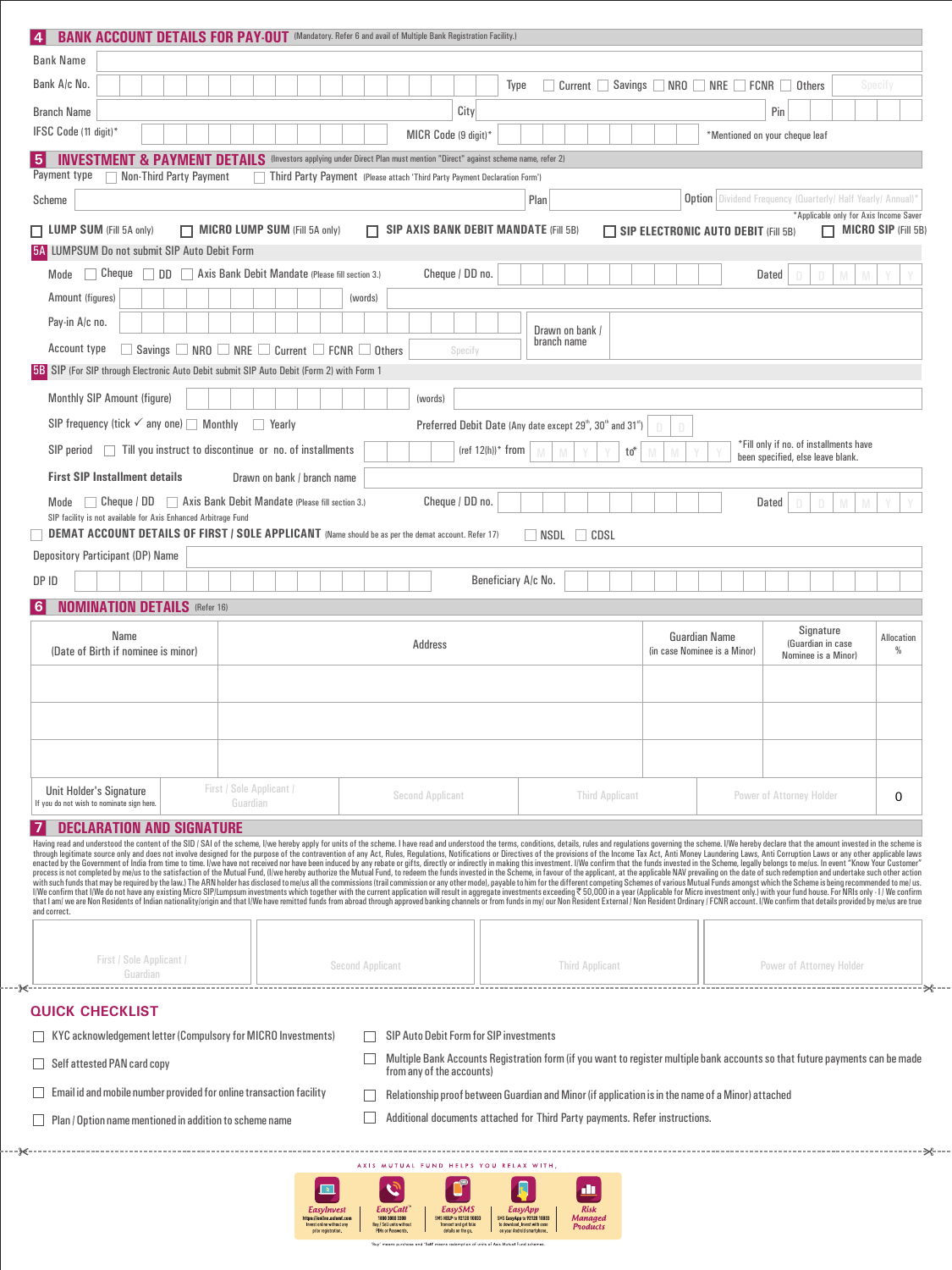## 4 BANK ACCOUNT DETAILS FOR PAY-OUT (Mandatory. Refer 6 and avail of Multiple Bank Registration Facility.)

Bank Name

Bank A/c No. Type ☐ Current ☐ Savings ☐ NRO ☐ NRE ☐ FCNR ☐ Others Specify

Branch Name City Pin

IFSC Code (11 digit)* MICR Code (9 digit)* *Mentioned on your cheque leaf

## 5 INVESTMENT & PAYMENT DETAILS (Investors applying under Direct Plan must mention "Direct" against scheme name, refer 2)

Payment type ☐ Non-Third Party Payment ☐ Third Party Payment (Please attach 'Third Party Payment Declaration Form')

Scheme Plan Option Dividend Frequency (Quarterly/ Half Yearly/ Annual)*

*Applicable only for Axis Income Saver

☐ **LUMP SUM** (Fill 5A only) ☐ **MICRO LUMP SUM** (Fill 5A only) ☐ **SIP AXIS BANK DEBIT MANDATE** (Fill 5B) ☐ **SIP ELECTRONIC AUTO DEBIT** (Fill 5B) ☐ **MICRO SIP** (Fill 5B)

### 5A LUMPSUM Do not submit SIP Auto Debit Form

Mode ☐ Cheque ☐ DD ☐ Axis Bank Debit Mandate (Please fill section 3.) Cheque / DD no. Dated D D M M Y Y

Amount (figures) (words)

Pay-in A/c no. Drawn on bank / branch name

Account type ☐ Savings ☐ NRO ☐ NRE ☐ Current ☐ FCNR ☐ Others Specify

### 5B SIP (For SIP through Electronic Auto Debit submit SIP Auto Debit (Form 2) with Form 1

Monthly SIP Amount (figure) (words)

SIP frequency (tick ✓ any one) ☐ Monthly ☐ Yearly Preferred Debit Date (Any date except 29th, 30th and 31st) D D

SIP period ☐ Till you instruct to discontinue or no. of installments (ref 12(h))* from M M Y Y to* M M Y Y *Fill only if no. of installments have been specified, else leave blank.

First SIP Installment details Drawn on bank / branch name

Mode ☐ Cheque / DD ☐ Axis Bank Debit Mandate (Please fill section 3.) Cheque / DD no. Dated D D M M Y Y

SIP facility is not available for Axis Enhanced Arbitrage Fund

☐ **DEMAT ACCOUNT DETAILS OF FIRST / SOLE APPLICANT** (Name should be as per the demat account. Refer 17) ☐ NSDL ☐ CDSL

Depository Participant (DP) Name

DP ID Beneficiary A/c No.

## 6 NOMINATION DETAILS (Refer 16)

| Name (Date of Birth if nominee is minor) | Address | Guardian Name (in case Nominee is a Minor) | Signature (Guardian in case Nominee is a Minor) | Allocation % |
|---|---|---|---|---|
| | | | | |
| | | | | |
| | | | | |

| Unit Holder's Signature If you do not wish to nominate sign here. | First / Sole Applicant / Guardian | Second Applicant | Third Applicant | Power of Attorney Holder | 0 |
|---|---|---|---|---|---|

## 7 DECLARATION AND SIGNATURE

Having read and understood the content of the SID / SAI of the scheme, I/we hereby apply for units of the scheme. I have read and understood the terms, conditions, details, rules and regulations governing the scheme. I/We hereby declare that the amount invested in the scheme is through legitimate source only and does not involve designed for the purpose of the contravention of any Act, Rules, Regulations, Notifications or Directives of the provisions of the Income Tax Act, Anti Money Laundering Laws, Anti Corruption Laws or any other applicable laws enacted by the Government of India from time to time. I/we have not received nor have been induced by any rebate or gifts, directly or indirectly in making this investment. I/We confirm that the funds invested in the Scheme, legally belongs to me/us. In event "Know Your Customer" process is not completed by me/us to the satisfaction of the Mutual Fund, (I/we hereby authorize the Mutual Fund, to redeem the funds invested in the Scheme, in favour of the applicant, at the applicable NAV prevailing on the date of such redemption and undertake such other action with such funds that may be required by the law.) The ARN holder has disclosed to me/us all the commissions (trail commission or any other mode), payable to him for the different competing Schemes of various Mutual Funds amongst which the Scheme is being recommended to me/ us. I/We confirm that I/We do not have any existing Micro SIP/Lumpsum investments which together with the current application will result in aggregate investments exceeding ₹ 50,000 in a year (Applicable for Micro investment only.) with your fund house. For NRIs only - I / We confirm that I am/ we are Non Residents of Indian nationality/origin and that I/We have remitted funds from abroad through approved banking channels or from funds in my/ our Non Resident External / Non Resident Ordinary / FCNR account. I/We confirm that details provided by me/us are true and correct.

| First / Sole Applicant / Guardian | Second Applicant | Third Applicant | Power of Attorney Holder |
|---|---|---|---|

## QUICK CHECKLIST

- ☐ KYC acknowledgement letter (Compulsory for MICRO Investments)
- ☐ Self attested PAN card copy
- ☐ Email id and mobile number provided for online transaction facility
- ☐ Plan / Option name mentioned in addition to scheme name
- ☐ SIP Auto Debit Form for SIP investments
- ☐ Multiple Bank Accounts Registration form (if you want to register multiple bank accounts so that future payments can be made from any of the accounts)
- ☐ Relationship proof between Guardian and Minor (if application is in the name of a Minor) attached
- ☐ Additional documents attached for Third Party payments. Refer instructions.

AXIS MUTUAL FUND HELPS YOU RELAX WITH,

EasyInvest | EasyCall | EasySMS | EasyApp | Risk Managed Products

'Buy' means purchase and 'Sell' means redemption of units of Axis Mutual Fund schemes.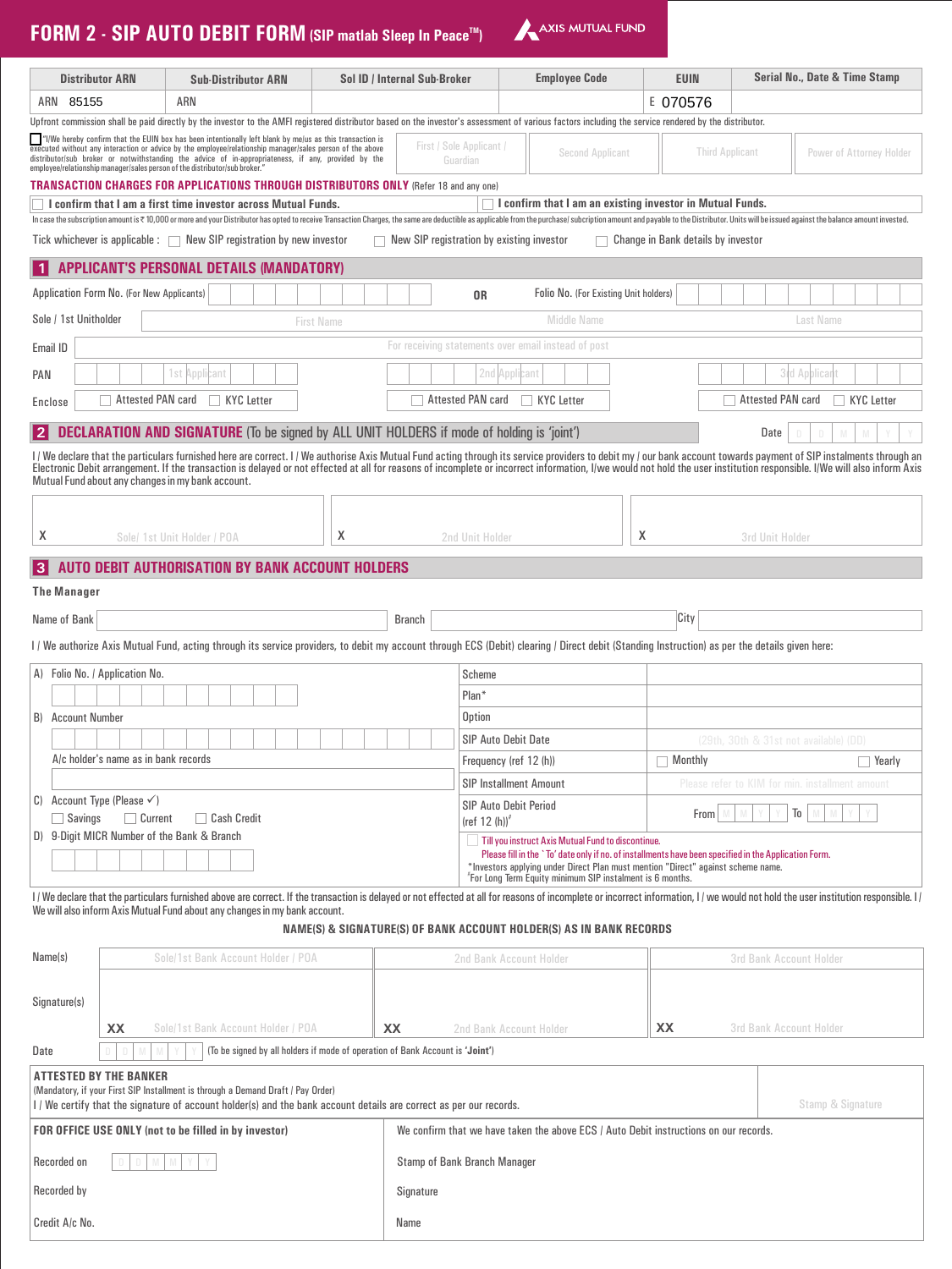# FORM 2 - SIP AUTO DEBIT FORM (SIP matlab Sleep In Peace™)

AXIS MUTUAL FUND

| Distributor ARN | Sub-Distributor ARN | Sol ID / Internal Sub-Broker | Employee Code | EUIN | Serial No., Date & Time Stamp |
|---|---|---|---|---|---|
| ARN 85155 | ARN | | | E 070576 | |

Upfront commission shall be paid directly by the investor to the AMFI registered distributor based on the investor's assessment of various factors including the service rendered by the distributor.

☐ "I/We hereby confirm that the EUIN box has been intentionally left blank by me/us as this transaction is executed without any interaction or advice by the employee/relationship manager/sales person of the above distributor/sub broker or notwithstanding the advice of in-appropriateness, if any, provided by the employee/relationship manager/sales person of the distributor/sub broker."

| First / Sole Applicant / Guardian | Second Applicant | Third Applicant | Power of Attorney Holder |
|---|---|---|---|
| | | | |

**TRANSACTION CHARGES FOR APPLICATIONS THROUGH DISTRIBUTORS ONLY** (Refer 18 and any one)

☐ **I confirm that I am a first time investor across Mutual Funds.** ☐ **I confirm that I am an existing investor in Mutual Funds.**

In case the subscription amount is ₹ 10,000 or more and your Distributor has opted to receive Transaction Charges, the same are deductible as applicable from the purchase/ subscription amount and payable to the Distributor. Units will be issued against the balance amount invested.

Tick whichever is applicable : ☐ New SIP registration by new investor ☐ New SIP registration by existing investor ☐ Change in Bank details by investor

## 1 APPLICANT'S PERSONAL DETAILS (MANDATORY)

Application Form No. (For New Applicants) ____ OR Folio No. (For Existing Unit holders) ____

Sole / 1st Unitholder: First Name | Middle Name | Last Name

Email ID: For receiving statements over email instead of post

PAN: 1st Applicant | 2nd Applicant | 3rd Applicant

Enclose: ☐ Attested PAN card ☐ KYC Letter | ☐ Attested PAN card ☐ KYC Letter | ☐ Attested PAN card ☐ KYC Letter

## 2 DECLARATION AND SIGNATURE (To be signed by ALL UNIT HOLDERS if mode of holding is 'joint')

Date D D M M Y Y

I / We declare that the particulars furnished here are correct. I / We authorise Axis Mutual Fund acting through its service providers to debit my / our bank account towards payment of SIP instalments through an Electronic Debit arrangement. If the transaction is delayed or not effected at all for reasons of incomplete or incorrect information, I/we would not hold the user institution responsible. I/We will also inform Axis Mutual Fund about any changes in my bank account.

X Sole/ 1st Unit Holder / POA | X 2nd Unit Holder | X 3rd Unit Holder

## 3 AUTO DEBIT AUTHORISATION BY BANK ACCOUNT HOLDERS

**The Manager**

Name of Bank ____ Branch ____ City ____

I / We authorize Axis Mutual Fund, acting through its service providers, to debit my account through ECS (Debit) clearing / Direct debit (Standing Instruction) as per the details given here:

A) Folio No. / Application No.

B) Account Number

A/c holder's name as in bank records

C) Account Type (Please ✓) ☐ Savings ☐ Current ☐ Cash Credit

D) 9-Digit MICR Number of the Bank & Branch

| | |
|---|---|
| Scheme | |
| Plan* | |
| Option | |
| SIP Auto Debit Date | (29th, 30th & 31st not available) (DD) |
| Frequency (ref 12 (h)) | ☐ Monthly ☐ Yearly |
| SIP Installment Amount | Please refer to KIM for min. installment amount |
| SIP Auto Debit Period (ref 12 (h))# | From M M Y Y To M M Y Y |

☐ Till you instruct Axis Mutual Fund to discontinue.
Please fill in the 'To' date only if no. of installments have been specified in the Application Form.
*Investors applying under Direct Plan must mention "Direct" against scheme name.
#For Long Term Equity minimum SIP instalment is 6 months.

I / We declare that the particulars furnished above are correct. If the transaction is delayed or not effected at all for reasons of incomplete or incorrect information, I / we would not hold the user institution responsible. I / We will also inform Axis Mutual Fund about any changes in my bank account.

**NAME(S) & SIGNATURE(S) OF BANK ACCOUNT HOLDER(S) AS IN BANK RECORDS**

| | | | |
|---|---|---|---|
| Name(s) | Sole/1st Bank Account Holder / POA | 2nd Bank Account Holder | 3rd Bank Account Holder |
| Signature(s) | XX Sole/1st Bank Account Holder / POA | XX 2nd Bank Account Holder | XX 3rd Bank Account Holder |

Date D D M M Y Y (To be signed by all holders if mode of operation of Bank Account is **'Joint'**)

**ATTESTED BY THE BANKER**
(Mandatory, if your First SIP Installment is through a Demand Draft / Pay Order)
I / We certify that the signature of account holder(s) and the bank account details are correct as per our records.

Stamp & Signature

**FOR OFFICE USE ONLY (not to be filled in by investor)**

We confirm that we have taken the above ECS / Auto Debit instructions on our records.

| | |
|---|---|
| Recorded on D D M M Y Y | Stamp of Bank Branch Manager |
| Recorded by | Signature |
| Credit A/c No. | Name |